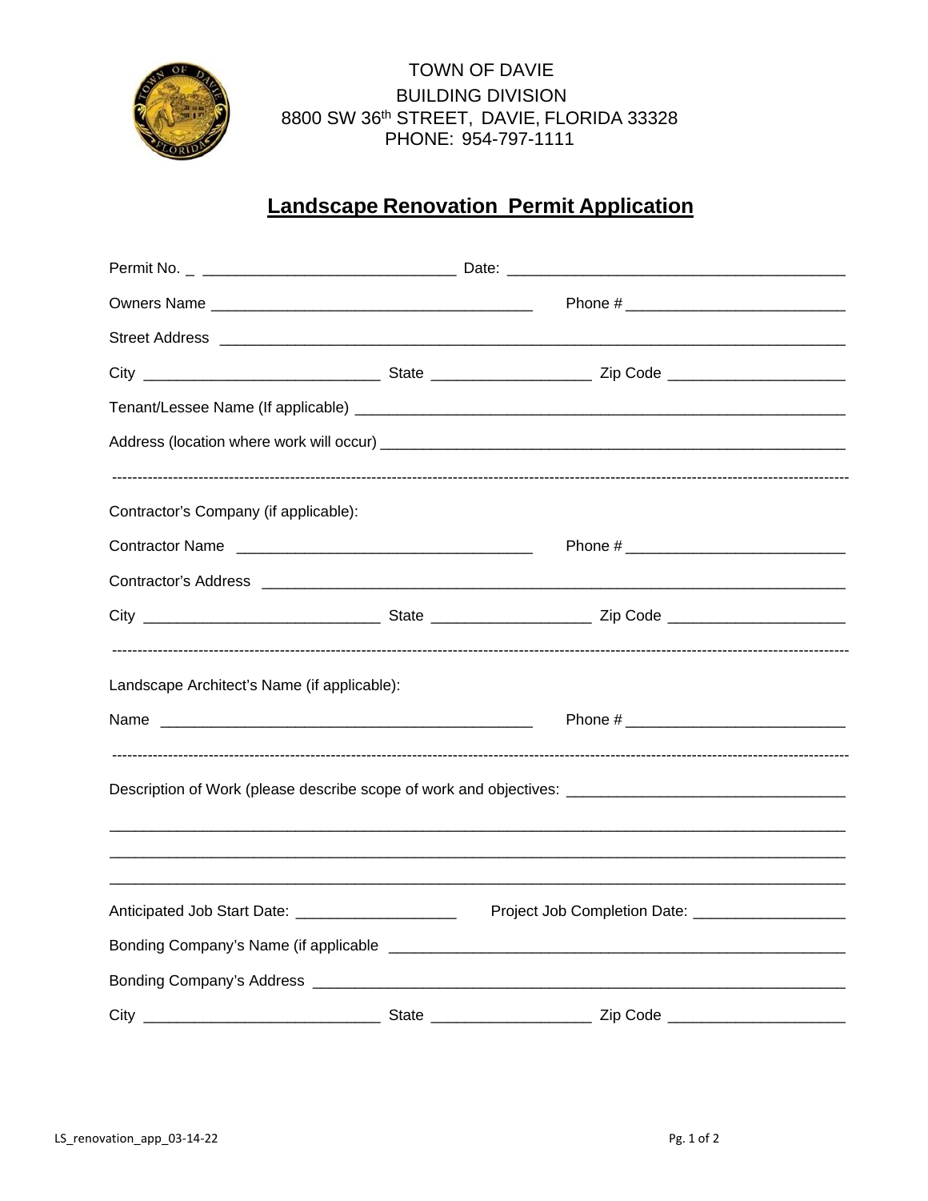TOWN OF DAVIE
BUILDING DIVISION
8800 SW 36th STREET, DAVIE, FLORIDA 33328
PHONE: 954-797-1111

# Landscape Renovation Permit Application

Permit No. _ ______________________________ Date: ________________________________________

Owners Name ______________________________________ Phone # __________________________

Street Address ___________________________________________________________________________

City ____________________________ State ___________________ Zip Code _____________________

Tenant/Lessee Name (If applicable) ___________________________________________________________

Address (location where work will occur) ______________________________________________________

---

Contractor's Company (if applicable):

Contractor Name ___________________________________ Phone # __________________________

Contractor's Address _____________________________________________________________________

City ____________________________ State ___________________ Zip Code _____________________

---

Landscape Architect's Name (if applicable):

Name ____________________________________________ Phone # __________________________

---

Description of Work (please describe scope of work and objectives: _________________________________

_______________________________________________________________________________________

_______________________________________________________________________________________

_______________________________________________________________________________________

Anticipated Job Start Date: ___________________ Project Job Completion Date: __________________

Bonding Company's Name (if applicable _______________________________________________________

Bonding Company's Address ________________________________________________________________

City ____________________________ State ___________________ Zip Code _____________________

LS_renovation_app_03-14-22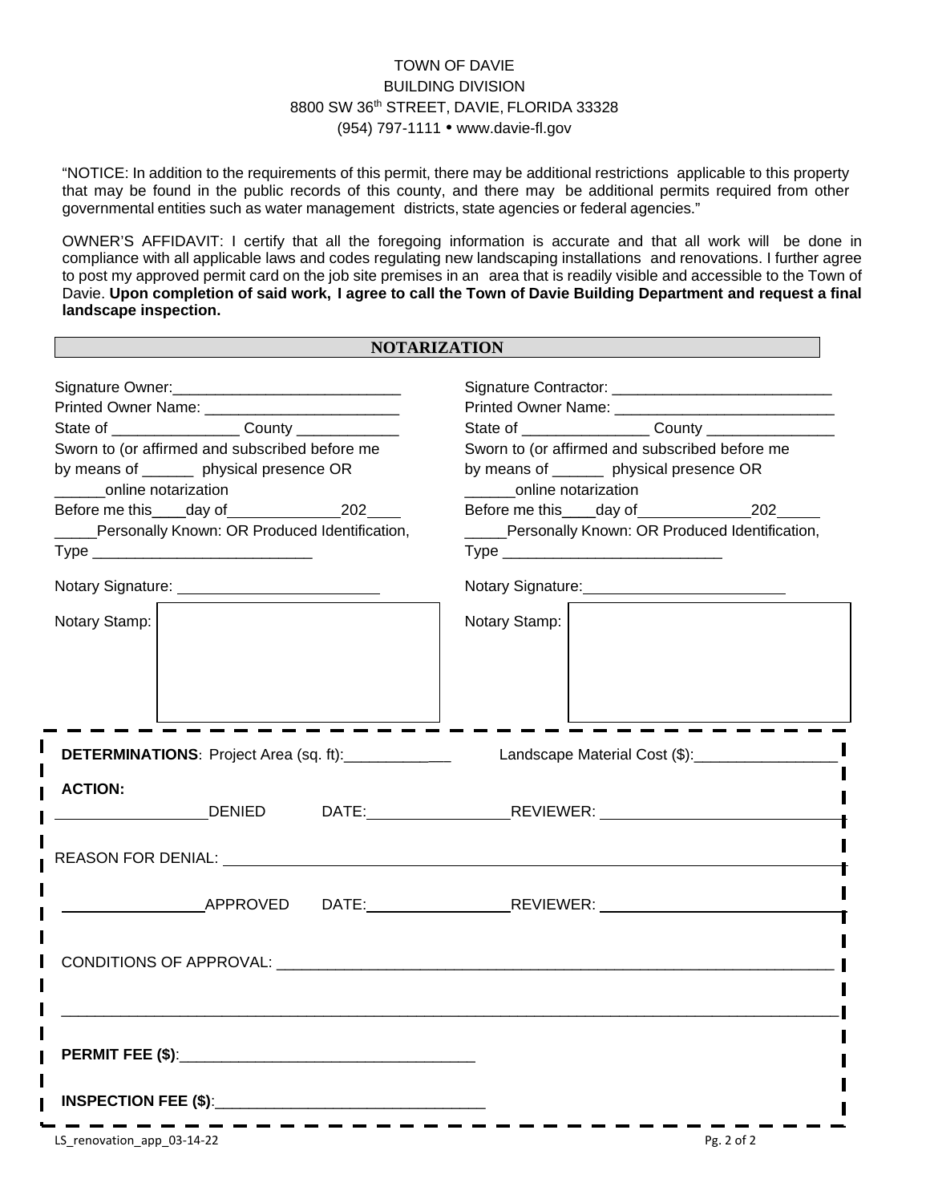TOWN OF DAVIE
BUILDING DIVISION
8800 SW 36th STREET, DAVIE, FLORIDA 33328
(954) 797-1111 • www.davie-fl.gov

"NOTICE: In addition to the requirements of this permit, there may be additional restrictions applicable to this property that may be found in the public records of this county, and there may be additional permits required from other governmental entities such as water management districts, state agencies or federal agencies."

OWNER'S AFFIDAVIT: I certify that all the foregoing information is accurate and that all work will be done in compliance with all applicable laws and codes regulating new landscaping installations and renovations. I further agree to post my approved permit card on the job site premises in an area that is readily visible and accessible to the Town of Davie. **Upon completion of said work, I agree to call the Town of Davie Building Department and request a final landscape inspection.**

## NOTARIZATION

Signature Owner:___________________________
Printed Owner Name: ________________________
State of _______________ County ____________
Sworn to (or affirmed and subscribed before me by means of ______ physical presence OR ______online notarization
Before me this____day of_____________202____
_____Personally Known: OR Produced Identification,
Type __________________________

Notary Signature: ________________________

Notary Stamp:

Signature Contractor: __________________________
Printed Owner Name: ___________________________
State of _______________ County _______________
Sworn to (or affirmed and subscribed before me by means of ______ physical presence OR ______online notarization
Before me this____day of_____________202_____
_____Personally Known: OR Produced Identification,
Type __________________________

Notary Signature: ________________________

Notary Stamp:

**DETERMINATIONS**: Project Area (sq. ft):_____________ Landscape Material Cost ($):_________________

**ACTION:**

_________________DENIED DATE:_________________REVIEWER: ____________________________

REASON FOR DENIAL: ________________________________________________________________

_________________APPROVED DATE:_________________REVIEWER: ____________________________

CONDITIONS OF APPROVAL: ____________________________________________________________

_____________________________________________________________________________________

**PERMIT FEE ($)**:___________________________________

**INSPECTION FEE ($)**:_______________________________

LS_renovation_app_03-14-22